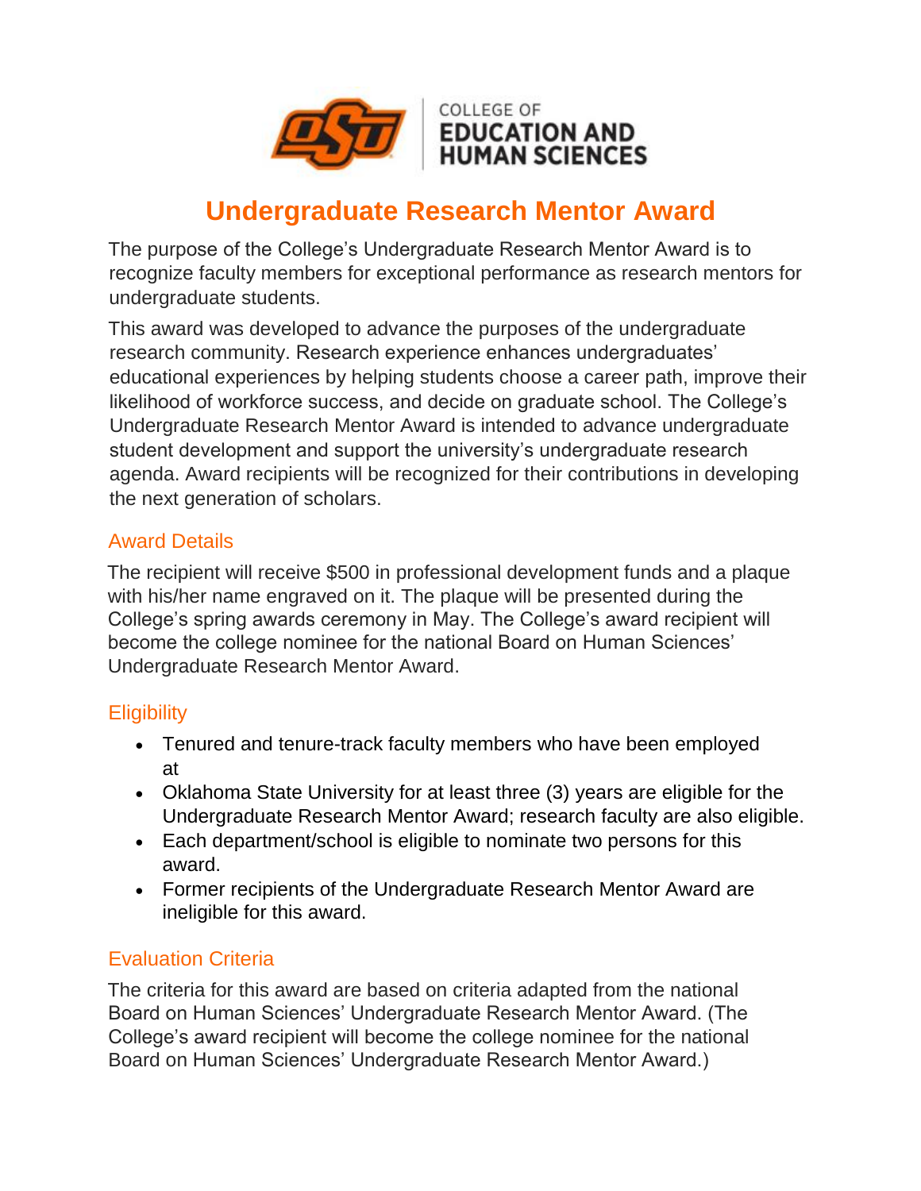COLLEGE OF
EDUCATION AND
HUMAN SCIENCES

# Undergraduate Research Mentor Award

The purpose of the College's Undergraduate Research Mentor Award is to recognize faculty members for exceptional performance as research mentors for undergraduate students.

This award was developed to advance the purposes of the undergraduate research community. Research experience enhances undergraduates' educational experiences by helping students choose a career path, improve their likelihood of workforce success, and decide on graduate school. The College's Undergraduate Research Mentor Award is intended to advance undergraduate student development and support the university's undergraduate research agenda. Award recipients will be recognized for their contributions in developing the next generation of scholars.

## Award Details

The recipient will receive $500 in professional development funds and a plaque with his/her name engraved on it. The plaque will be presented during the College's spring awards ceremony in May. The College's award recipient will become the college nominee for the national Board on Human Sciences' Undergraduate Research Mentor Award.

## Eligibility

- Tenured and tenure-track faculty members who have been employed at
- Oklahoma State University for at least three (3) years are eligible for the Undergraduate Research Mentor Award; research faculty are also eligible.
- Each department/school is eligible to nominate two persons for this award.
- Former recipients of the Undergraduate Research Mentor Award are ineligible for this award.

## Evaluation Criteria

The criteria for this award are based on criteria adapted from the national Board on Human Sciences' Undergraduate Research Mentor Award. (The College's award recipient will become the college nominee for the national Board on Human Sciences' Undergraduate Research Mentor Award.)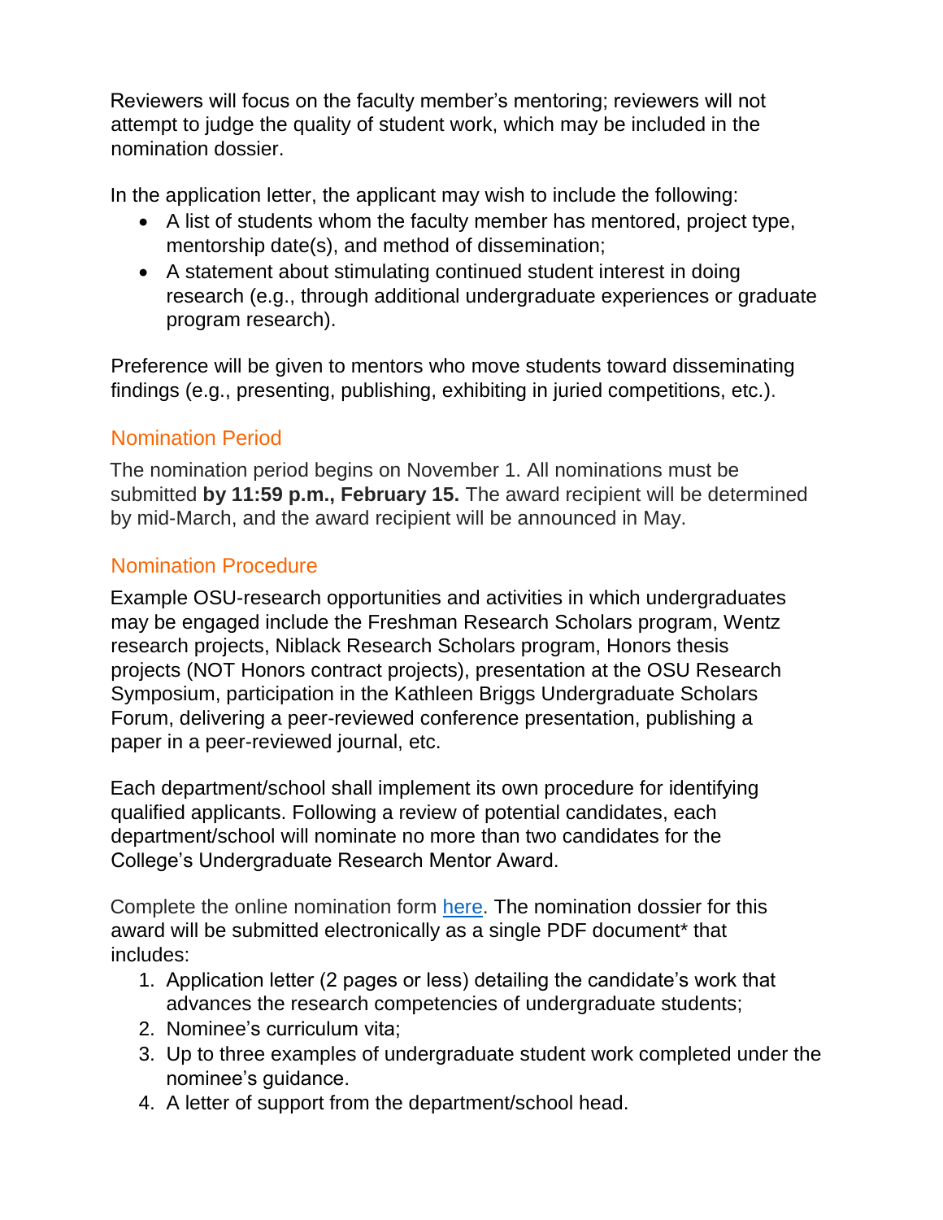Reviewers will focus on the faculty member's mentoring; reviewers will not attempt to judge the quality of student work, which may be included in the nomination dossier.

In the application letter, the applicant may wish to include the following:

- A list of students whom the faculty member has mentored, project type, mentorship date(s), and method of dissemination;
- A statement about stimulating continued student interest in doing research (e.g., through additional undergraduate experiences or graduate program research).

Preference will be given to mentors who move students toward disseminating findings (e.g., presenting, publishing, exhibiting in juried competitions, etc.).

## Nomination Period

The nomination period begins on November 1. All nominations must be submitted **by 11:59 p.m., February 15.** The award recipient will be determined by mid-March, and the award recipient will be announced in May.

## Nomination Procedure

Example OSU-research opportunities and activities in which undergraduates may be engaged include the Freshman Research Scholars program, Wentz research projects, Niblack Research Scholars program, Honors thesis projects (NOT Honors contract projects), presentation at the OSU Research Symposium, participation in the Kathleen Briggs Undergraduate Scholars Forum, delivering a peer-reviewed conference presentation, publishing a paper in a peer-reviewed journal, etc.

Each department/school shall implement its own procedure for identifying qualified applicants. Following a review of potential candidates, each department/school will nominate no more than two candidates for the College's Undergraduate Research Mentor Award.

Complete the online nomination form [here](). The nomination dossier for this award will be submitted electronically as a single PDF document* that includes:

1. Application letter (2 pages or less) detailing the candidate's work that advances the research competencies of undergraduate students;
2. Nominee's curriculum vita;
3. Up to three examples of undergraduate student work completed under the nominee's guidance.
4. A letter of support from the department/school head.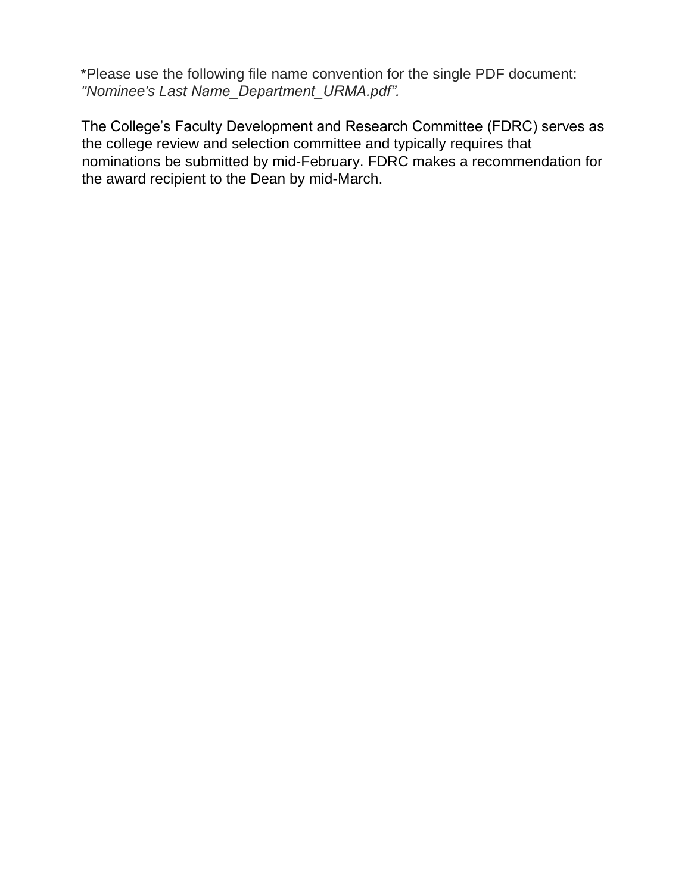*Please use the following file name convention for the single PDF document: *"Nominee's Last Name_Department_URMA.pdf".*

The College's Faculty Development and Research Committee (FDRC) serves as the college review and selection committee and typically requires that nominations be submitted by mid-February. FDRC makes a recommendation for the award recipient to the Dean by mid-March.